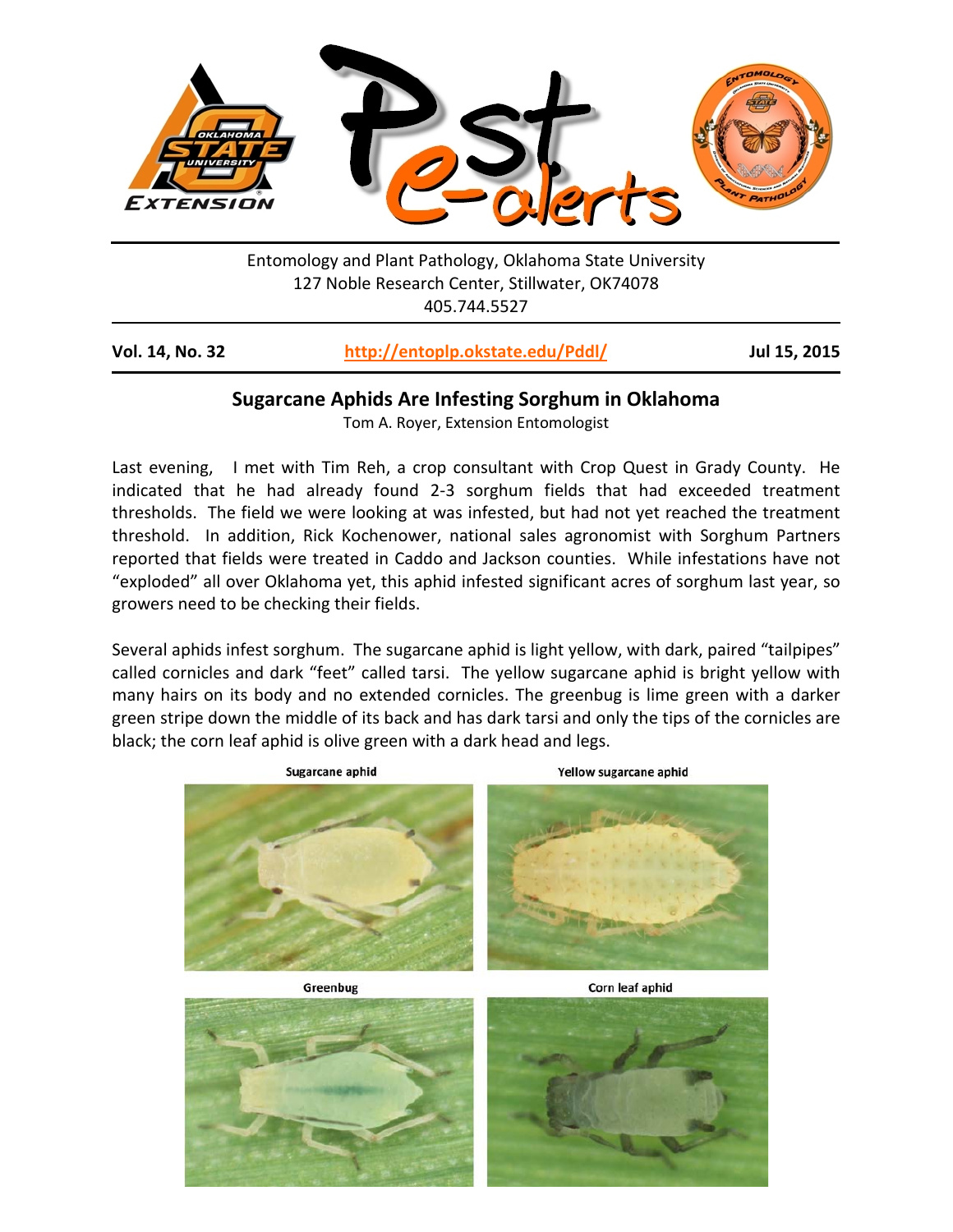Entomology and Plant Pathology, Oklahoma State University
127 Noble Research Center, Stillwater, OK74078
405.744.5527

**Vol. 14, No. 32** | **http://entoplp.okstate.edu/Pddl/** | **Jul 15, 2015**

## Sugarcane Aphids Are Infesting Sorghum in Oklahoma

Tom A. Royer, Extension Entomologist

Last evening, I met with Tim Reh, a crop consultant with Crop Quest in Grady County. He indicated that he had already found 2-3 sorghum fields that had exceeded treatment thresholds. The field we were looking at was infested, but had not yet reached the treatment threshold. In addition, Rick Kochenower, national sales agronomist with Sorghum Partners reported that fields were treated in Caddo and Jackson counties. While infestations have not "exploded" all over Oklahoma yet, this aphid infested significant acres of sorghum last year, so growers need to be checking their fields.

Several aphids infest sorghum. The sugarcane aphid is light yellow, with dark, paired "tailpipes" called cornicles and dark "feet" called tarsi. The yellow sugarcane aphid is bright yellow with many hairs on its body and no extended cornicles. The greenbug is lime green with a darker green stripe down the middle of its back and has dark tarsi and only the tips of the cornicles are black; the corn leaf aphid is olive green with a dark head and legs.

Sugarcane aphid

Yellow sugarcane aphid

Greenbug

Corn leaf aphid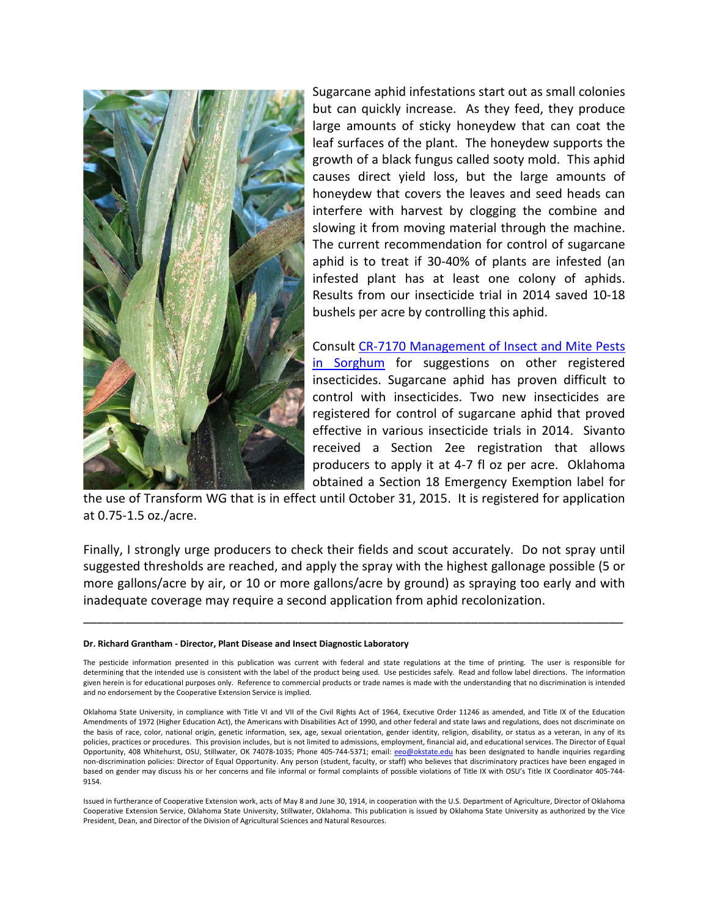Sugarcane aphid infestations start out as small colonies but can quickly increase. As they feed, they produce large amounts of sticky honeydew that can coat the leaf surfaces of the plant. The honeydew supports the growth of a black fungus called sooty mold. This aphid causes direct yield loss, but the large amounts of honeydew that covers the leaves and seed heads can interfere with harvest by clogging the combine and slowing it from moving material through the machine. The current recommendation for control of sugarcane aphid is to treat if 30-40% of plants are infested (an infested plant has at least one colony of aphids. Results from our insecticide trial in 2014 saved 10-18 bushels per acre by controlling this aphid.

Consult [CR-7170 Management of Insect and Mite Pests in Sorghum] for suggestions on other registered insecticides. Sugarcane aphid has proven difficult to control with insecticides. Two new insecticides are registered for control of sugarcane aphid that proved effective in various insecticide trials in 2014. Sivanto received a Section 2ee registration that allows producers to apply it at 4-7 fl oz per acre. Oklahoma obtained a Section 18 Emergency Exemption label for the use of Transform WG that is in effect until October 31, 2015. It is registered for application at 0.75-1.5 oz./acre.

Finally, I strongly urge producers to check their fields and scout accurately. Do not spray until suggested thresholds are reached, and apply the spray with the highest gallonage possible (5 or more gallons/acre by air, or 10 or more gallons/acre by ground) as spraying too early and with inadequate coverage may require a second application from aphid recolonization.

---

**Dr. Richard Grantham - Director, Plant Disease and Insect Diagnostic Laboratory**

The pesticide information presented in this publication was current with federal and state regulations at the time of printing. The user is responsible for determining that the intended use is consistent with the label of the product being used. Use pesticides safely. Read and follow label directions. The information given herein is for educational purposes only. Reference to commercial products or trade names is made with the understanding that no discrimination is intended and no endorsement by the Cooperative Extension Service is implied.

Oklahoma State University, in compliance with Title VI and VII of the Civil Rights Act of 1964, Executive Order 11246 as amended, and Title IX of the Education Amendments of 1972 (Higher Education Act), the Americans with Disabilities Act of 1990, and other federal and state laws and regulations, does not discriminate on the basis of race, color, national origin, genetic information, sex, age, sexual orientation, gender identity, religion, disability, or status as a veteran, in any of its policies, practices or procedures. This provision includes, but is not limited to admissions, employment, financial aid, and educational services. The Director of Equal Opportunity, 408 Whitehurst, OSU, Stillwater, OK 74078-1035; Phone 405-744-5371; email: eeo@okstate.edu has been designated to handle inquiries regarding non-discrimination policies: Director of Equal Opportunity. Any person (student, faculty, or staff) who believes that discriminatory practices have been engaged in based on gender may discuss his or her concerns and file informal or formal complaints of possible violations of Title IX with OSU's Title IX Coordinator 405-744-9154.

Issued in furtherance of Cooperative Extension work, acts of May 8 and June 30, 1914, in cooperation with the U.S. Department of Agriculture, Director of Oklahoma Cooperative Extension Service, Oklahoma State University, Stillwater, Oklahoma. This publication is issued by Oklahoma State University as authorized by the Vice President, Dean, and Director of the Division of Agricultural Sciences and Natural Resources.